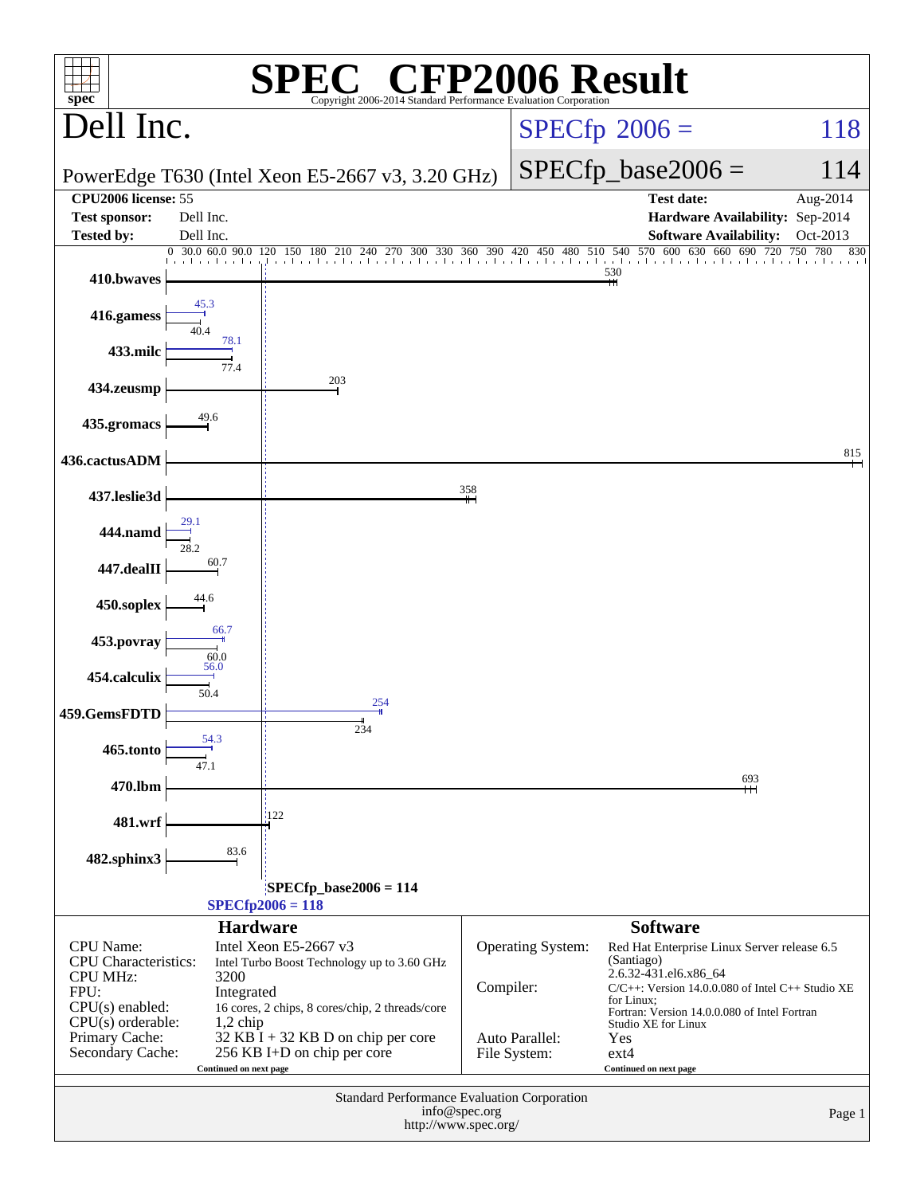# SPEC CFP2006 Result

Copyright 2006-2014 Standard Performance Evaluation Corporation

## Dell Inc.

PowerEdge T630 (Intel Xeon E5-2667 v3, 3.20 GHz)

SPECfp 2006 = 118

SPECfp_base2006 = 114

| | | | |
|---|---|---|---|
| **CPU2006 license:** | 55 | **Test date:** | Aug-2014 |
| **Test sponsor:** | Dell Inc. | **Hardware Availability:** | Sep-2014 |
| **Tested by:** | Dell Inc. | **Software Availability:** | Oct-2013 |

| Benchmark | Base | Peak |
|---|---|---|
| 410.bwaves | 530 | |
| 416.gamess | 40.4 | 45.3 |
| 433.milc | 77.4 | 78.1 |
| 434.zeusmp | 203 | |
| 435.gromacs | 49.6 | |
| 436.cactusADM | 815 | |
| 437.leslie3d | 358 | |
| 444.namd | 28.2 | 29.1 |
| 447.dealII | 60.7 | |
| 450.soplex | 44.6 | |
| 453.povray | 60.0 | 66.7 |
| 454.calculix | 50.4 | 56.0 |
| 459.GemsFDTD | 234 | 254 |
| 465.tonto | 47.1 | 54.3 |
| 470.lbm | 693 | |
| 481.wrf | 122 | |
| 482.sphinx3 | 83.6 | |

SPECfp_base2006 = 114

SPECfp2006 = 118

### Hardware

| | |
|---|---|
| CPU Name: | Intel Xeon E5-2667 v3 |
| CPU Characteristics: | Intel Turbo Boost Technology up to 3.60 GHz |
| CPU MHz: | 3200 |
| FPU: | Integrated |
| CPU(s) enabled: | 16 cores, 2 chips, 8 cores/chip, 2 threads/core |
| CPU(s) orderable: | 1,2 chip |
| Primary Cache: | 32 KB I + 32 KB D on chip per core |
| Secondary Cache: | 256 KB I+D on chip per core |

Continued on next page

### Software

| | |
|---|---|
| Operating System: | Red Hat Enterprise Linux Server release 6.5 (Santiago) 2.6.32-431.el6.x86_64 |
| Compiler: | C/C++: Version 14.0.0.080 of Intel C++ Studio XE for Linux; Fortran: Version 14.0.0.080 of Intel Fortran Studio XE for Linux |
| Auto Parallel: | Yes |
| File System: | ext4 |

Continued on next page

Standard Performance Evaluation Corporation
info@spec.org
http://www.spec.org/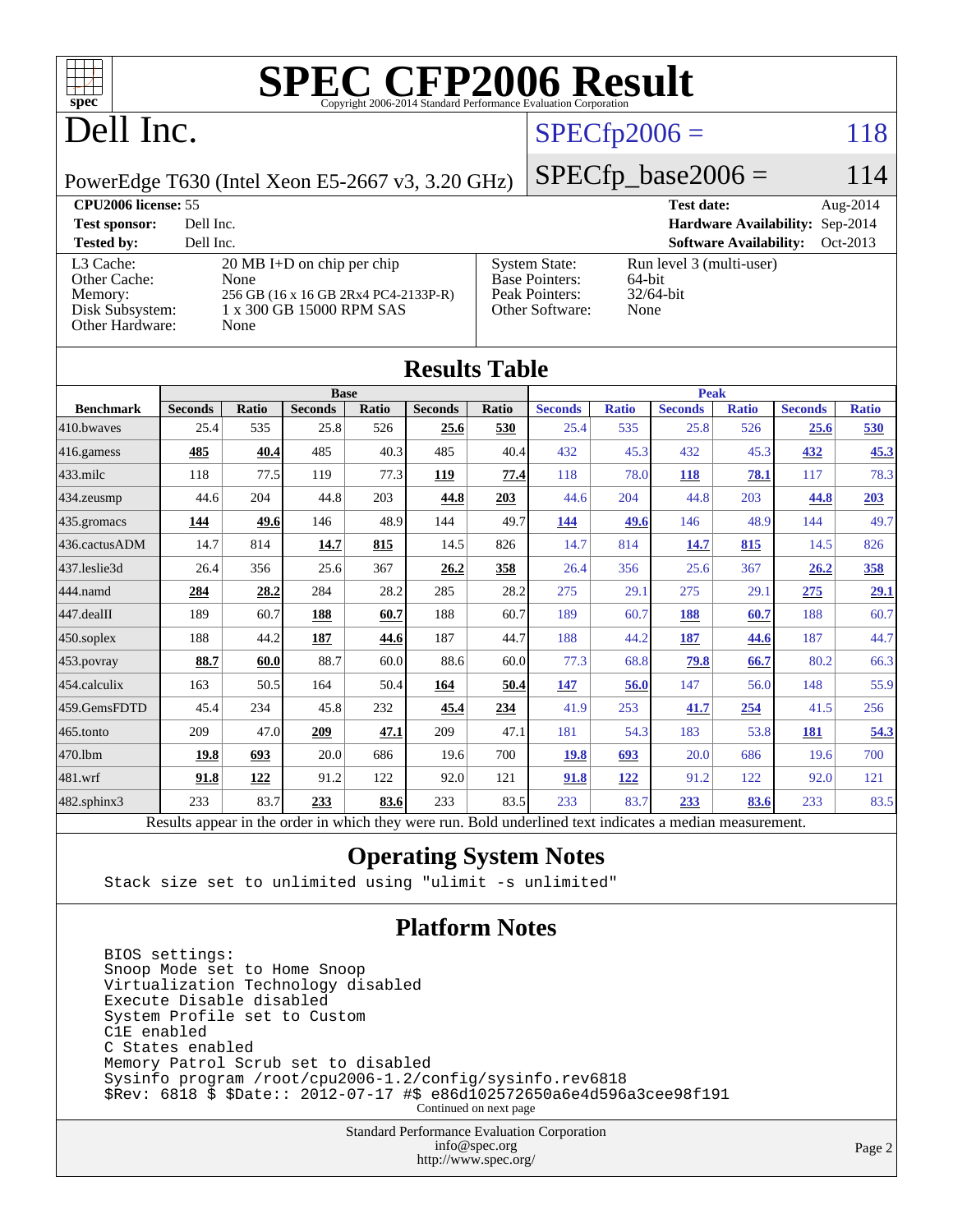# SPEC CFP2006 Result

Copyright 2006-2014 Standard Performance Evaluation Corporation

## Dell Inc.

PowerEdge T630 (Intel Xeon E5-2667 v3, 3.20 GHz)

SPECfp2006 = 118

SPECfp_base2006 = 114

| | | | |
|---|---|---|---|
| **CPU2006 license:** 55 | | **Test date:** | Aug-2014 |
| **Test sponsor:** | Dell Inc. | **Hardware Availability:** | Sep-2014 |
| **Tested by:** | Dell Inc. | **Software Availability:** | Oct-2013 |

| | | | |
|---|---|---|---|
| L3 Cache: | 20 MB I+D on chip per chip | System State: | Run level 3 (multi-user) |
| Other Cache: | None | Base Pointers: | 64-bit |
| Memory: | 256 GB (16 x 16 GB 2Rx4 PC4-2133P-R) | Peak Pointers: | 32/64-bit |
| Disk Subsystem: | 1 x 300 GB 15000 RPM SAS | Other Software: | None |
| Other Hardware: | None | | |

## Results Table

| | Base | | | | | | Peak | | | | | |
|---|---|---|---|---|---|---|---|---|---|---|---|---|
| **Benchmark** | **Seconds** | **Ratio** | **Seconds** | **Ratio** | **Seconds** | **Ratio** | **Seconds** | **Ratio** | **Seconds** | **Ratio** | **Seconds** | **Ratio** |
| 410.bwaves | 25.4 | 535 | 25.8 | 526 | **25.6** | **530** | 25.4 | 535 | 25.8 | 526 | **25.6** | **530** |
| 416.gamess | **485** | **40.4** | 485 | 40.3 | 485 | 40.4 | 432 | 45.3 | 432 | 45.3 | **432** | **45.3** |
| 433.milc | 118 | 77.5 | 119 | 77.3 | **119** | **77.4** | 118 | 78.0 | **118** | **78.1** | 117 | 78.3 |
| 434.zeusmp | 44.6 | 204 | 44.8 | 203 | **44.8** | **203** | 44.6 | 204 | 44.8 | 203 | **44.8** | **203** |
| 435.gromacs | **144** | **49.6** | 146 | 48.9 | 144 | 49.7 | **144** | **49.6** | 146 | 48.9 | 144 | 49.7 |
| 436.cactusADM | 14.7 | 814 | **14.7** | **815** | 14.5 | 826 | 14.7 | 814 | **14.7** | **815** | 14.5 | 826 |
| 437.leslie3d | 26.4 | 356 | 25.6 | 367 | **26.2** | **358** | 26.4 | 356 | 25.6 | 367 | **26.2** | **358** |
| 444.namd | **284** | **28.2** | 284 | 28.2 | 285 | 28.2 | 275 | 29.1 | 275 | 29.1 | **275** | **29.1** |
| 447.dealII | 189 | 60.7 | **188** | **60.7** | 188 | 60.7 | 189 | 60.7 | **188** | **60.7** | 188 | 60.7 |
| 450.soplex | 188 | 44.2 | **187** | **44.6** | 187 | 44.7 | 188 | 44.2 | **187** | **44.6** | 187 | 44.7 |
| 453.povray | **88.7** | **60.0** | 88.7 | 60.0 | 88.6 | 60.0 | 77.3 | 68.8 | **79.8** | **66.7** | 80.2 | 66.3 |
| 454.calculix | 163 | 50.5 | 164 | 50.4 | **164** | **50.4** | **147** | **56.0** | 147 | 56.0 | 148 | 55.9 |
| 459.GemsFDTD | 45.4 | 234 | 45.8 | 232 | **45.4** | **234** | 41.9 | 253 | **41.7** | **254** | 41.5 | 256 |
| 465.tonto | 209 | 47.0 | **209** | **47.1** | 209 | 47.1 | 181 | 54.3 | 183 | 53.8 | **181** | **54.3** |
| 470.lbm | **19.8** | **693** | 20.0 | 686 | 19.6 | 700 | **19.8** | **693** | 20.0 | 686 | 19.6 | 700 |
| 481.wrf | **91.8** | **122** | 91.2 | 122 | 92.0 | 121 | **91.8** | **122** | 91.2 | 122 | 92.0 | 121 |
| 482.sphinx3 | 233 | 83.7 | **233** | **83.6** | 233 | 83.5 | 233 | 83.7 | **233** | **83.6** | 233 | 83.5 |

Results appear in the order in which they were run. Bold underlined text indicates a median measurement.

## Operating System Notes

```
Stack size set to unlimited using "ulimit -s unlimited"
```

## Platform Notes

```
BIOS settings:
Snoop Mode set to Home Snoop
Virtualization Technology disabled
Execute Disable disabled
System Profile set to Custom
C1E enabled
C States enabled
Memory Patrol Scrub set to disabled
Sysinfo program /root/cpu2006-1.2/config/sysinfo.rev6818
$Rev: 6818 $ $Date:: 2012-07-17 #$ e86d102572650a6e4d596a3cee98f191
```

Continued on next page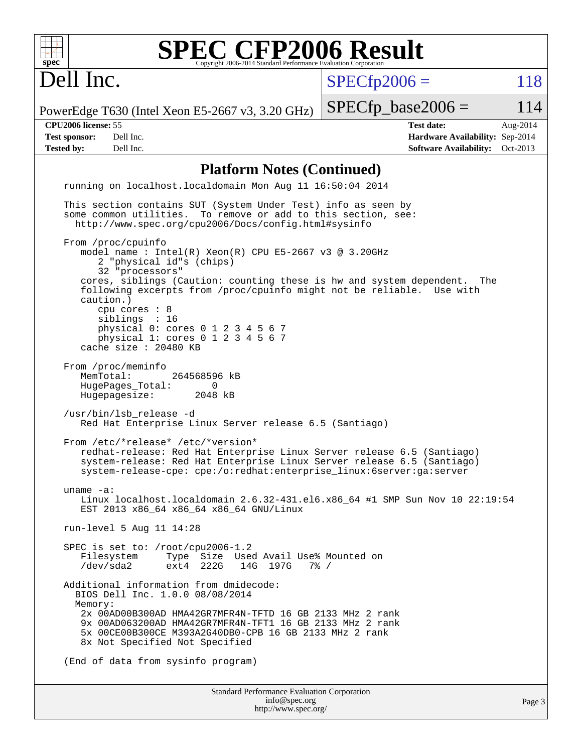# SPEC CFP2006 Result

Copyright 2006-2014 Standard Performance Evaluation Corporation

## Dell Inc.

PowerEdge T630 (Intel Xeon E5-2667 v3, 3.20 GHz)

SPECfp2006 = 118

SPECfp_base2006 = 114

| | | | |
|---|---|---|---|
| **CPU2006 license:** 55 | | **Test date:** | Aug-2014 |
| **Test sponsor:** | Dell Inc. | **Hardware Availability:** | Sep-2014 |
| **Tested by:** | Dell Inc. | **Software Availability:** | Oct-2013 |

## Platform Notes (Continued)

```
running on localhost.localdomain Mon Aug 11 16:50:04 2014

This section contains SUT (System Under Test) info as seen by
some common utilities.  To remove or add to this section, see:
  http://www.spec.org/cpu2006/Docs/config.html#sysinfo

From /proc/cpuinfo
   model name : Intel(R) Xeon(R) CPU E5-2667 v3 @ 3.20GHz
      2 "physical id"s (chips)
      32 "processors"
   cores, siblings (Caution: counting these is hw and system dependent.  The
   following excerpts from /proc/cpuinfo might not be reliable.  Use with
   caution.)
      cpu cores : 8
      siblings  : 16
      physical 0: cores 0 1 2 3 4 5 6 7
      physical 1: cores 0 1 2 3 4 5 6 7
   cache size : 20480 KB

From /proc/meminfo
   MemTotal:       264568596 kB
   HugePages_Total:       0
   Hugepagesize:       2048 kB

/usr/bin/lsb_release -d
   Red Hat Enterprise Linux Server release 6.5 (Santiago)

From /etc/*release* /etc/*version*
   redhat-release: Red Hat Enterprise Linux Server release 6.5 (Santiago)
   system-release: Red Hat Enterprise Linux Server release 6.5 (Santiago)
   system-release-cpe: cpe:/o:redhat:enterprise_linux:6server:ga:server

uname -a:
   Linux localhost.localdomain 2.6.32-431.el6.x86_64 #1 SMP Sun Nov 10 22:19:54
   EST 2013 x86_64 x86_64 x86_64 GNU/Linux

run-level 5 Aug 11 14:28

SPEC is set to: /root/cpu2006-1.2
   Filesystem     Type  Size  Used Avail Use% Mounted on
   /dev/sda2      ext4  222G   14G  197G   7% /

Additional information from dmidecode:
  BIOS Dell Inc. 1.0.0 08/08/2014
  Memory:
   2x 00AD00B300AD HMA42GR7MFR4N-TFTD 16 GB 2133 MHz 2 rank
   9x 00AD063200AD HMA42GR7MFR4N-TFT1 16 GB 2133 MHz 2 rank
   5x 00CE00B300CE M393A2G40DB0-CPB 16 GB 2133 MHz 2 rank
   8x Not Specified Not Specified

(End of data from sysinfo program)
```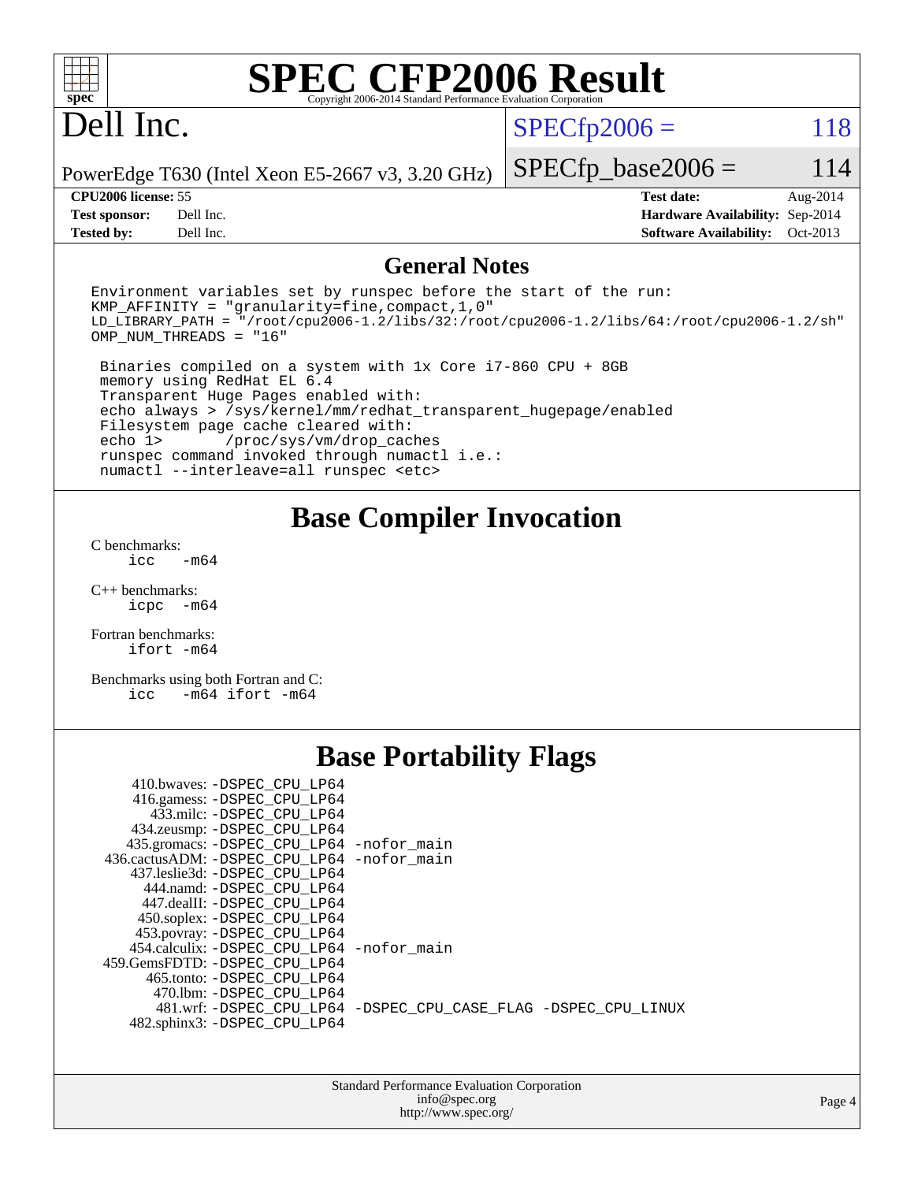# SPEC CFP2006 Result

Copyright 2006-2014 Standard Performance Evaluation Corporation

## Dell Inc.

PowerEdge T630 (Intel Xeon E5-2667 v3, 3.20 GHz)

SPECfp2006 = 118

SPECfp_base2006 = 114

| | | | |
|---|---|---|---|
| **CPU2006 license:** | 55 | **Test date:** | Aug-2014 |
| **Test sponsor:** | Dell Inc. | **Hardware Availability:** | Sep-2014 |
| **Tested by:** | Dell Inc. | **Software Availability:** | Oct-2013 |

## General Notes

```
Environment variables set by runspec before the start of the run:
KMP_AFFINITY = "granularity=fine,compact,1,0"
LD_LIBRARY_PATH = "/root/cpu2006-1.2/libs/32:/root/cpu2006-1.2/libs/64:/root/cpu2006-1.2/sh"
OMP_NUM_THREADS = "16"

 Binaries compiled on a system with 1x Core i7-860 CPU + 8GB
 memory using RedHat EL 6.4
 Transparent Huge Pages enabled with:
 echo always > /sys/kernel/mm/redhat_transparent_hugepage/enabled
 Filesystem page cache cleared with:
 echo 1>       /proc/sys/vm/drop_caches
 runspec command invoked through numactl i.e.:
 numactl --interleave=all runspec <etc>
```

## Base Compiler Invocation

C benchmarks:
    icc   -m64

C++ benchmarks:
    icpc  -m64

Fortran benchmarks:
    ifort -m64

Benchmarks using both Fortran and C:
    icc   -m64 ifort -m64

## Base Portability Flags

```
     410.bwaves: -DSPEC_CPU_LP64
     416.gamess: -DSPEC_CPU_LP64
       433.milc: -DSPEC_CPU_LP64
     434.zeusmp: -DSPEC_CPU_LP64
    435.gromacs: -DSPEC_CPU_LP64 -nofor_main
 436.cactusADM: -DSPEC_CPU_LP64 -nofor_main
    437.leslie3d: -DSPEC_CPU_LP64
      444.namd: -DSPEC_CPU_LP64
     447.dealII: -DSPEC_CPU_LP64
     450.soplex: -DSPEC_CPU_LP64
     453.povray: -DSPEC_CPU_LP64
   454.calculix: -DSPEC_CPU_LP64 -nofor_main
  459.GemsFDTD: -DSPEC_CPU_LP64
      465.tonto: -DSPEC_CPU_LP64
        470.lbm: -DSPEC_CPU_LP64
        481.wrf: -DSPEC_CPU_LP64 -DSPEC_CPU_CASE_FLAG -DSPEC_CPU_LINUX
    482.sphinx3: -DSPEC_CPU_LP64
```

Standard Performance Evaluation Corporation
info@spec.org
http://www.spec.org/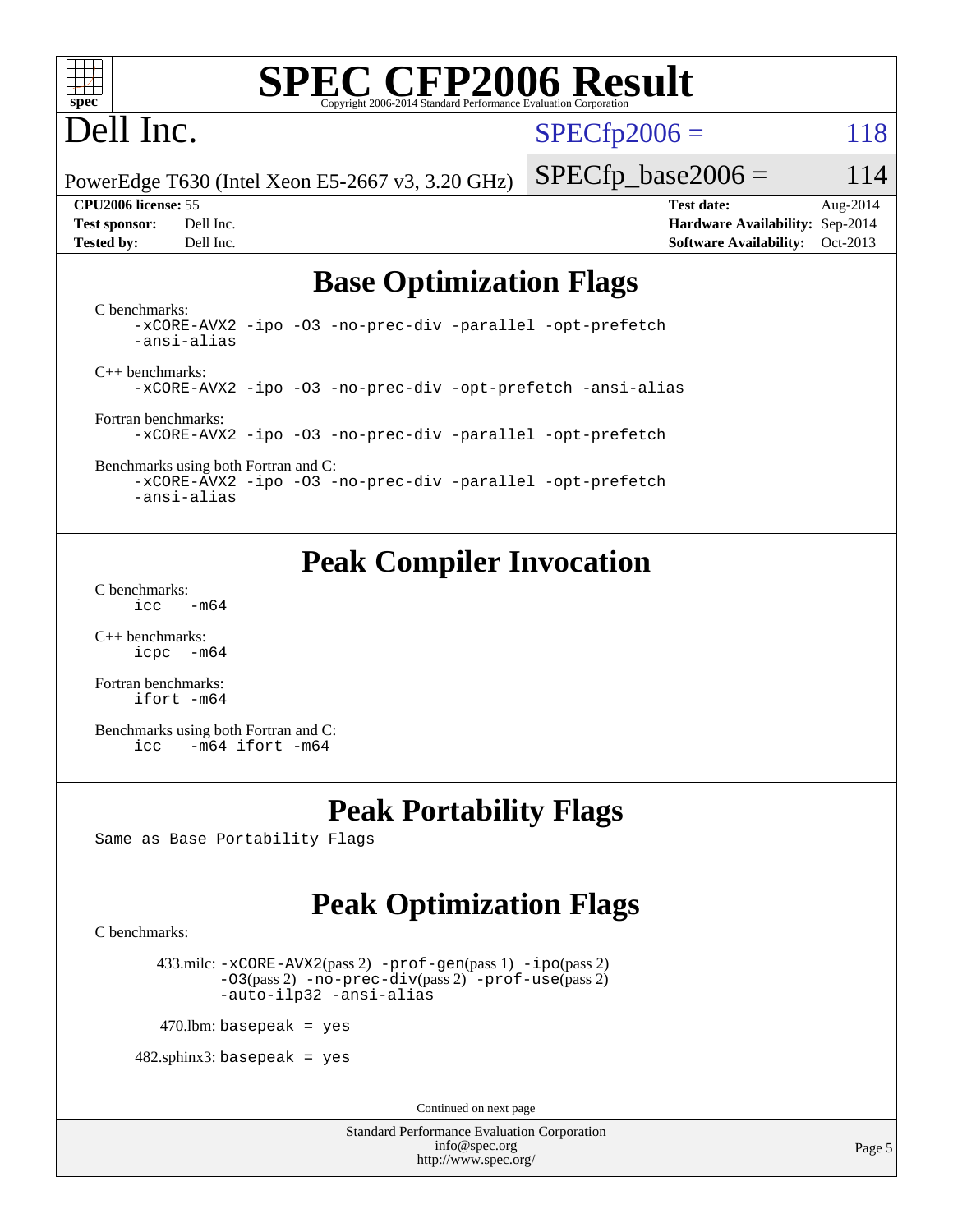## Base Optimization Flags

C benchmarks:

```
-xCORE-AVX2 -ipo -O3 -no-prec-div -parallel -opt-prefetch
-ansi-alias
```

C++ benchmarks:

```
-xCORE-AVX2 -ipo -O3 -no-prec-div -opt-prefetch -ansi-alias
```

Fortran benchmarks:

```
-xCORE-AVX2 -ipo -O3 -no-prec-div -parallel -opt-prefetch
```

Benchmarks using both Fortran and C:

```
-xCORE-AVX2 -ipo -O3 -no-prec-div -parallel -opt-prefetch
-ansi-alias
```

## Peak Compiler Invocation

C benchmarks:

```
icc   -m64
```

C++ benchmarks:

```
icpc  -m64
```

Fortran benchmarks:

```
ifort -m64
```

Benchmarks using both Fortran and C:

```
icc   -m64 ifort -m64
```

## Peak Portability Flags

Same as Base Portability Flags

## Peak Optimization Flags

C benchmarks:

433.milc: `-xCORE-AVX2`(pass 2) `-prof-gen`(pass 1) `-ipo`(pass 2) `-O3`(pass 2) `-no-prec-div`(pass 2) `-prof-use`(pass 2) `-auto-ilp32 -ansi-alias`

470.lbm: `basepeak = yes`

482.sphinx3: `basepeak = yes`

Continued on next page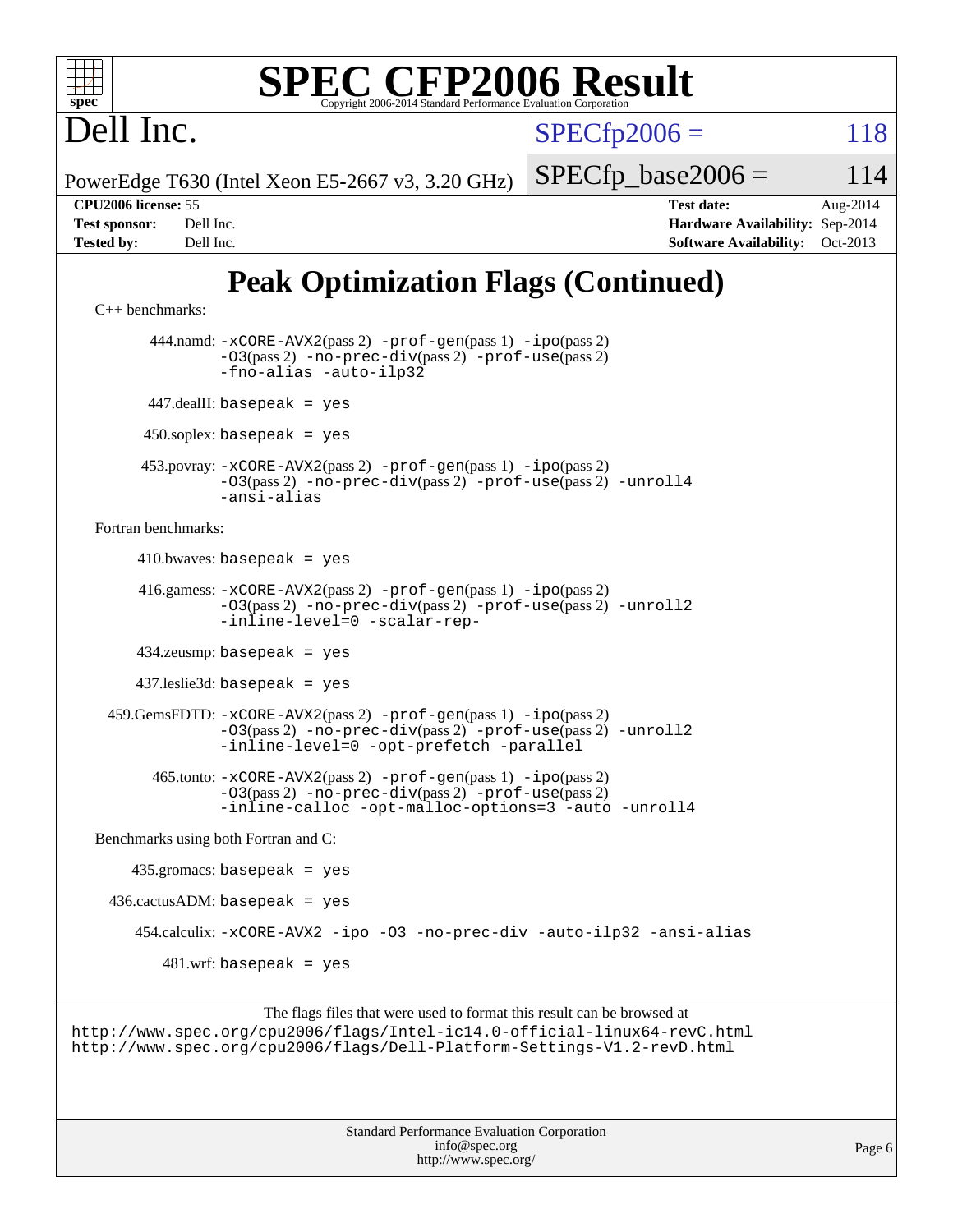# Peak Optimization Flags (Continued)

C++ benchmarks:

444.namd: `-xCORE-AVX2`(pass 2) `-prof-gen`(pass 1) `-ipo`(pass 2) `-O3`(pass 2) `-no-prec-div`(pass 2) `-prof-use`(pass 2) `-fno-alias -auto-ilp32`

447.dealII: `basepeak = yes`

450.soplex: `basepeak = yes`

453.povray: `-xCORE-AVX2`(pass 2) `-prof-gen`(pass 1) `-ipo`(pass 2) `-O3`(pass 2) `-no-prec-div`(pass 2) `-prof-use`(pass 2) `-unroll4 -ansi-alias`

Fortran benchmarks:

410.bwaves: `basepeak = yes`

416.gamess: `-xCORE-AVX2`(pass 2) `-prof-gen`(pass 1) `-ipo`(pass 2) `-O3`(pass 2) `-no-prec-div`(pass 2) `-prof-use`(pass 2) `-unroll2 -inline-level=0 -scalar-rep-`

434.zeusmp: `basepeak = yes`

437.leslie3d: `basepeak = yes`

459.GemsFDTD: `-xCORE-AVX2`(pass 2) `-prof-gen`(pass 1) `-ipo`(pass 2) `-O3`(pass 2) `-no-prec-div`(pass 2) `-prof-use`(pass 2) `-unroll2 -inline-level=0 -opt-prefetch -parallel`

465.tonto: `-xCORE-AVX2`(pass 2) `-prof-gen`(pass 1) `-ipo`(pass 2) `-O3`(pass 2) `-no-prec-div`(pass 2) `-prof-use`(pass 2) `-inline-calloc -opt-malloc-options=3 -auto -unroll4`

Benchmarks using both Fortran and C:

435.gromacs: `basepeak = yes`

436.cactusADM: `basepeak = yes`

454.calculix: `-xCORE-AVX2 -ipo -O3 -no-prec-div -auto-ilp32 -ansi-alias`

481.wrf: `basepeak = yes`

The flags files that were used to format this result can be browsed at
http://www.spec.org/cpu2006/flags/Intel-ic14.0-official-linux64-revC.html
http://www.spec.org/cpu2006/flags/Dell-Platform-Settings-V1.2-revD.html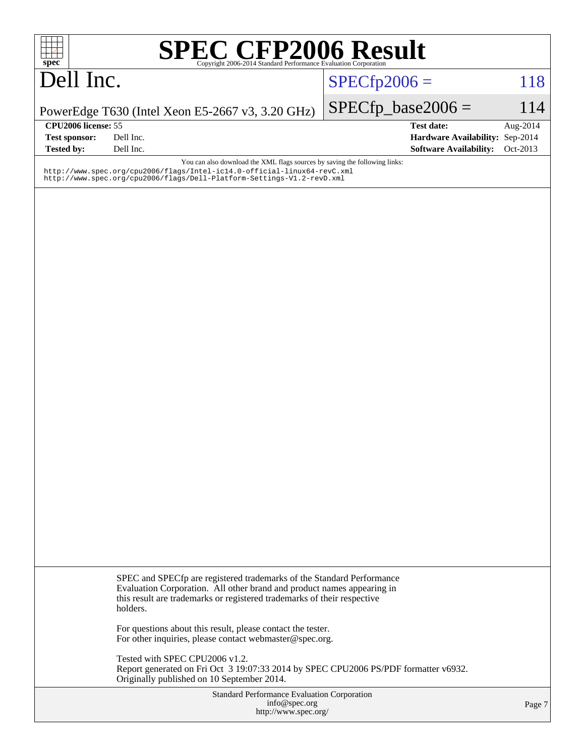# SPEC CFP2006 Result

Copyright 2006-2014 Standard Performance Evaluation Corporation

## Dell Inc.

PowerEdge T630 (Intel Xeon E5-2667 v3, 3.20 GHz)

SPECfp2006 = 118

SPECfp_base2006 = 114

| | | | |
|---|---|---|---|
| **CPU2006 license:** | 55 | **Test date:** | Aug-2014 |
| **Test sponsor:** | Dell Inc. | **Hardware Availability:** | Sep-2014 |
| **Tested by:** | Dell Inc. | **Software Availability:** | Oct-2013 |

You can also download the XML flags sources by saving the following links:

```
http://www.spec.org/cpu2006/flags/Intel-ic14.0-official-linux64-revC.xml
http://www.spec.org/cpu2006/flags/Dell-Platform-Settings-V1.2-revD.xml
```

SPEC and SPECfp are registered trademarks of the Standard Performance Evaluation Corporation. All other brand and product names appearing in this result are trademarks or registered trademarks of their respective holders.

For questions about this result, please contact the tester.
For other inquiries, please contact webmaster@spec.org.

Tested with SPEC CPU2006 v1.2.
Report generated on Fri Oct 3 19:07:33 2014 by SPEC CPU2006 PS/PDF formatter v6932.
Originally published on 10 September 2014.

Standard Performance Evaluation Corporation
info@spec.org
http://www.spec.org/